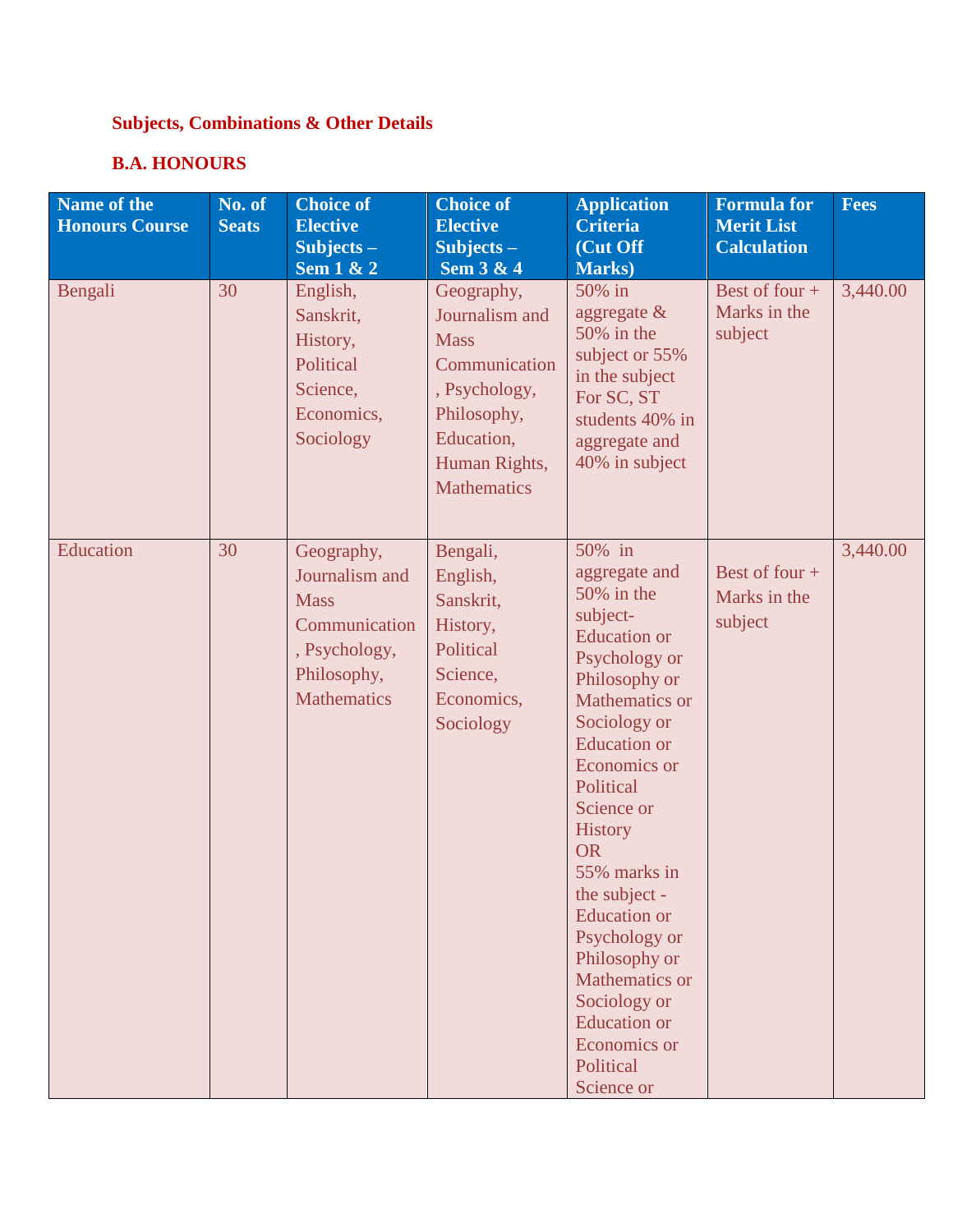## Subjects, Combinations & Other Details

## B.A. HONOURS

| Name of the Honours Course | No. of Seats | Choice of Elective Subjects – Sem 1 & 2 | Choice of Elective Subjects – Sem 3 & 4 | Application Criteria (Cut Off Marks) | Formula for Merit List Calculation | Fees |
|---|---|---|---|---|---|---|
| Bengali | 30 | English, Sanskrit, History, Political Science, Economics, Sociology | Geography, Journalism and Mass Communication, Psychology, Philosophy, Education, Human Rights, Mathematics | 50% in aggregate & 50% in the subject or 55% in the subject For SC, ST students 40% in aggregate and 40% in subject | Best of four + Marks in the subject | 3,440.00 |
| Education | 30 | Geography, Journalism and Mass Communication, Psychology, Philosophy, Mathematics | Bengali, English, Sanskrit, History, Political Science, Economics, Sociology | 50% in aggregate and 50% in the subject- Education or Psychology or Philosophy or Mathematics or Sociology or Education or Economics or Political Science or History OR 55% marks in the subject - Education or Psychology or Philosophy or Mathematics or Sociology or Education or Economics or Political Science or | Best of four + Marks in the subject | 3,440.00 |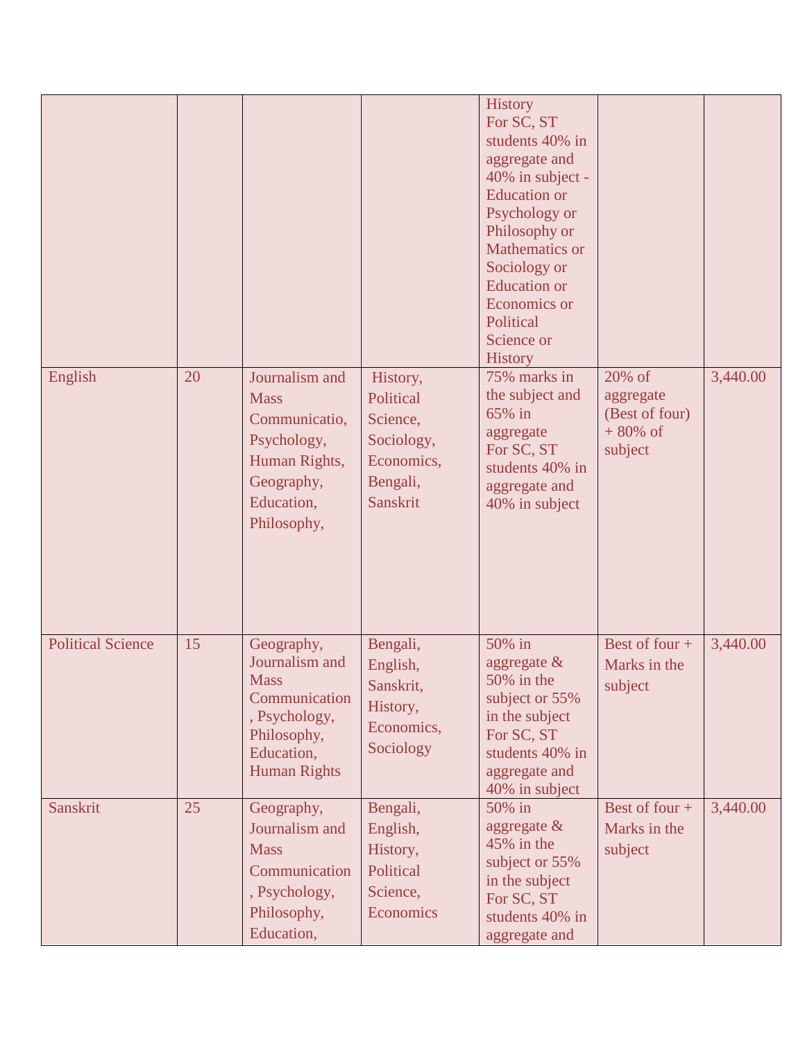| | | | | History For SC, ST students 40% in aggregate and 40% in subject - Education or Psychology or Philosophy or Mathematics or Sociology or Education or Economics or Political Science or History | | |
|---|---|---|---|---|---|---|
| English | 20 | Journalism and Mass Communicatio, Psychology, Human Rights, Geography, Education, Philosophy, | History, Political Science, Sociology, Economics, Bengali, Sanskrit | 75% marks in the subject and 65% in aggregate For SC, ST students 40% in aggregate and 40% in subject | 20% of aggregate (Best of four) + 80% of subject | 3,440.00 |
| Political Science | 15 | Geography, Journalism and Mass Communication, Psychology, Philosophy, Education, Human Rights | Bengali, English, Sanskrit, History, Economics, Sociology | 50% in aggregate & 50% in the subject or 55% in the subject For SC, ST students 40% in aggregate and 40% in subject | Best of four + Marks in the subject | 3,440.00 |
| Sanskrit | 25 | Geography, Journalism and Mass Communication, Psychology, Philosophy, Education, | Bengali, English, History, Political Science, Economics | 50% in aggregate & 45% in the subject or 55% in the subject For SC, ST students 40% in aggregate and | Best of four + Marks in the subject | 3,440.00 |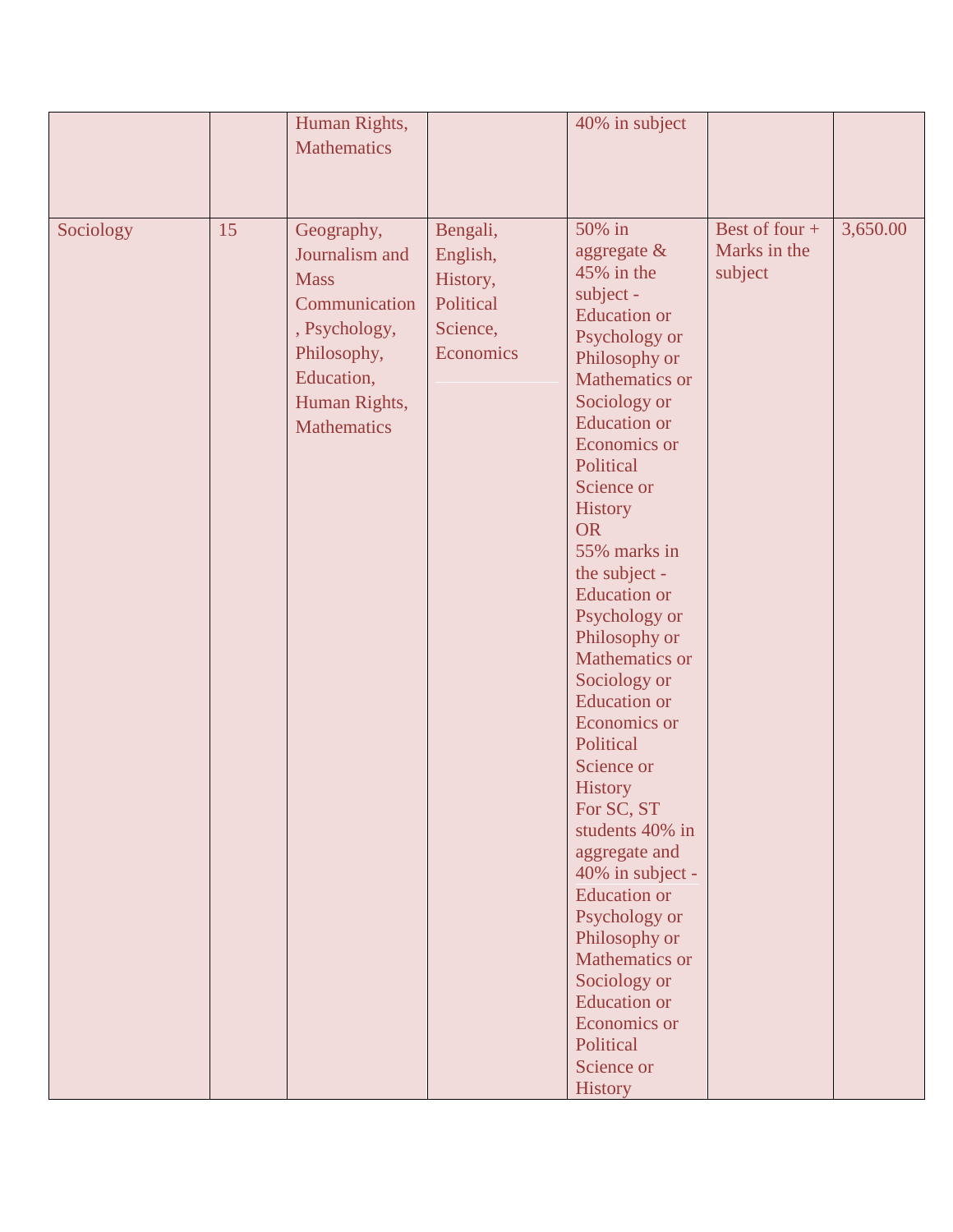| | | | | | | |
|---|---|---|---|---|---|---|
| | | Human Rights, Mathematics | | 40% in subject | | |
| Sociology | 15 | Geography, Journalism and Mass Communication, Psychology, Philosophy, Education, Human Rights, Mathematics | Bengali, English, History, Political Science, Economics | 50% in aggregate & 45% in the subject - Education or Psychology or Philosophy or Mathematics or Sociology or Education or Economics or Political Science or History<br>OR<br>55% marks in the subject - Education or Psychology or Philosophy or Mathematics or Sociology or Education or Economics or Political Science or History<br>For SC, ST students 40% in aggregate and 40% in subject - Education or Psychology or Philosophy or Mathematics or Sociology or Education or Economics or Political Science or History | Best of four + Marks in the subject | 3,650.00 |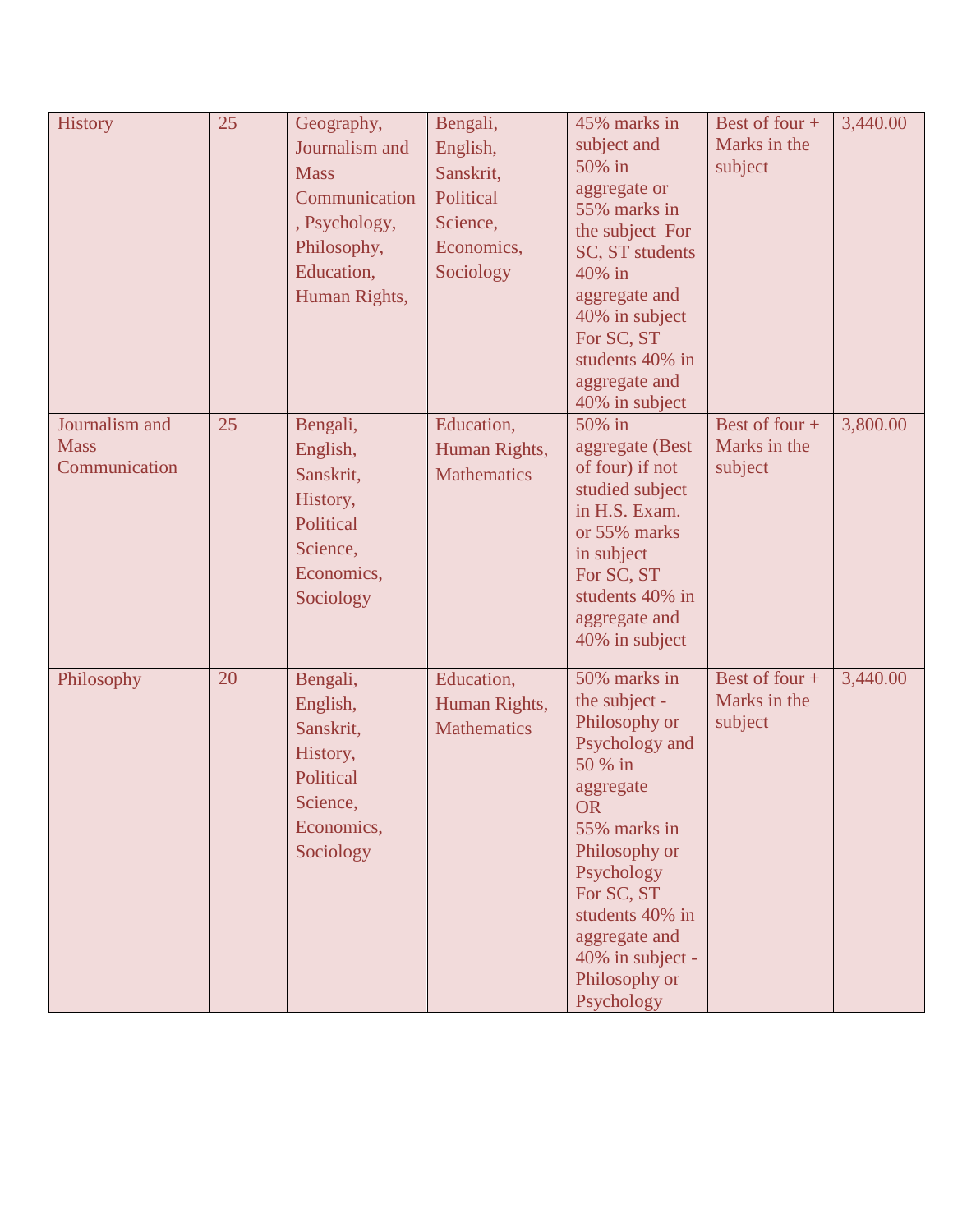| History | 25 | Geography, Journalism and Mass Communication, Psychology, Philosophy, Education, Human Rights, | Bengali, English, Sanskrit, Political Science, Economics, Sociology | 45% marks in subject and 50% in aggregate or 55% marks in the subject For SC, ST students 40% in aggregate and 40% in subject For SC, ST students 40% in aggregate and 40% in subject | Best of four + Marks in the subject | 3,440.00 |
|---|---|---|---|---|---|---|
| Journalism and Mass Communication | 25 | Bengali, English, Sanskrit, History, Political Science, Economics, Sociology | Education, Human Rights, Mathematics | 50% in aggregate (Best of four) if not studied subject in H.S. Exam. or 55% marks in subject For SC, ST students 40% in aggregate and 40% in subject | Best of four + Marks in the subject | 3,800.00 |
| Philosophy | 20 | Bengali, English, Sanskrit, History, Political Science, Economics, Sociology | Education, Human Rights, Mathematics | 50% marks in the subject - Philosophy or Psychology and 50 % in aggregate OR 55% marks in Philosophy or Psychology For SC, ST students 40% in aggregate and 40% in subject - Philosophy or Psychology | Best of four + Marks in the subject | 3,440.00 |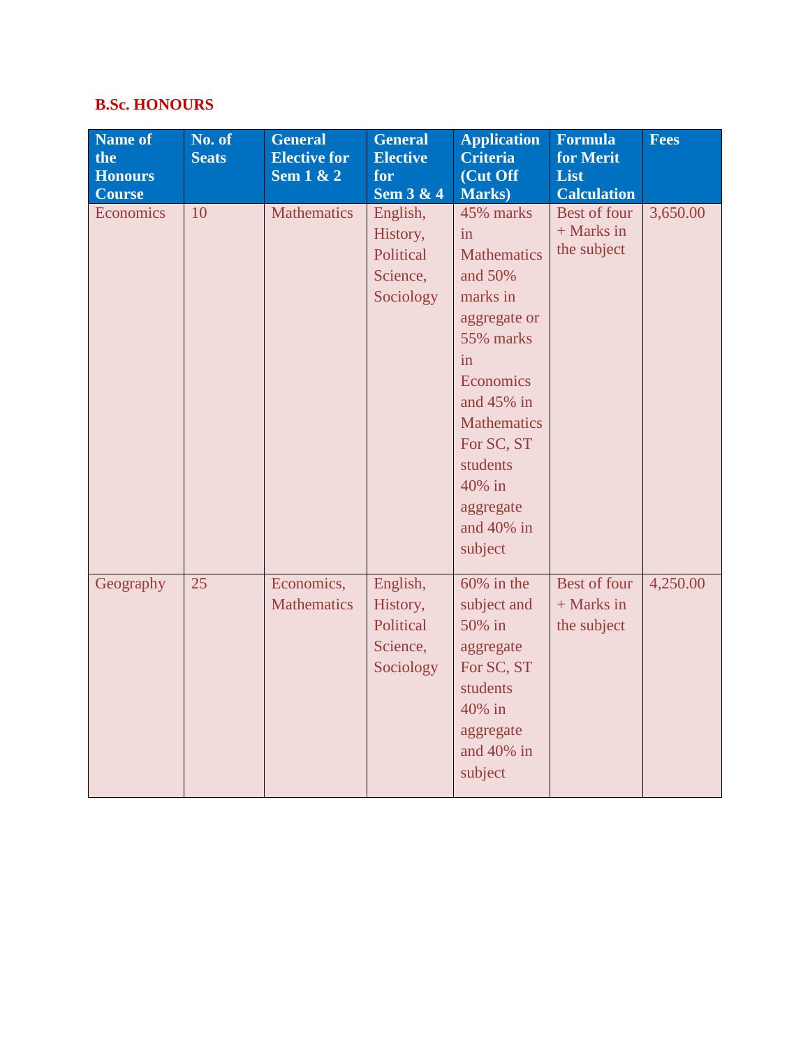**B.Sc. HONOURS**

| Name of the Honours Course | No. of Seats | General Elective for Sem 1 & 2 | General Elective for Sem 3 & 4 | Application Criteria (Cut Off Marks) | Formula for Merit List Calculation | Fees |
|---|---|---|---|---|---|---|
| Economics | 10 | Mathematics | English, History, Political Science, Sociology | 45% marks in Mathematics and 50% marks in aggregate or 55% marks in Economics and 45% in Mathematics For SC, ST students 40% in aggregate and 40% in subject | Best of four + Marks in the subject | 3,650.00 |
| Geography | 25 | Economics, Mathematics | English, History, Political Science, Sociology | 60% in the subject and 50% in aggregate For SC, ST students 40% in aggregate and 40% in subject | Best of four + Marks in the subject | 4,250.00 |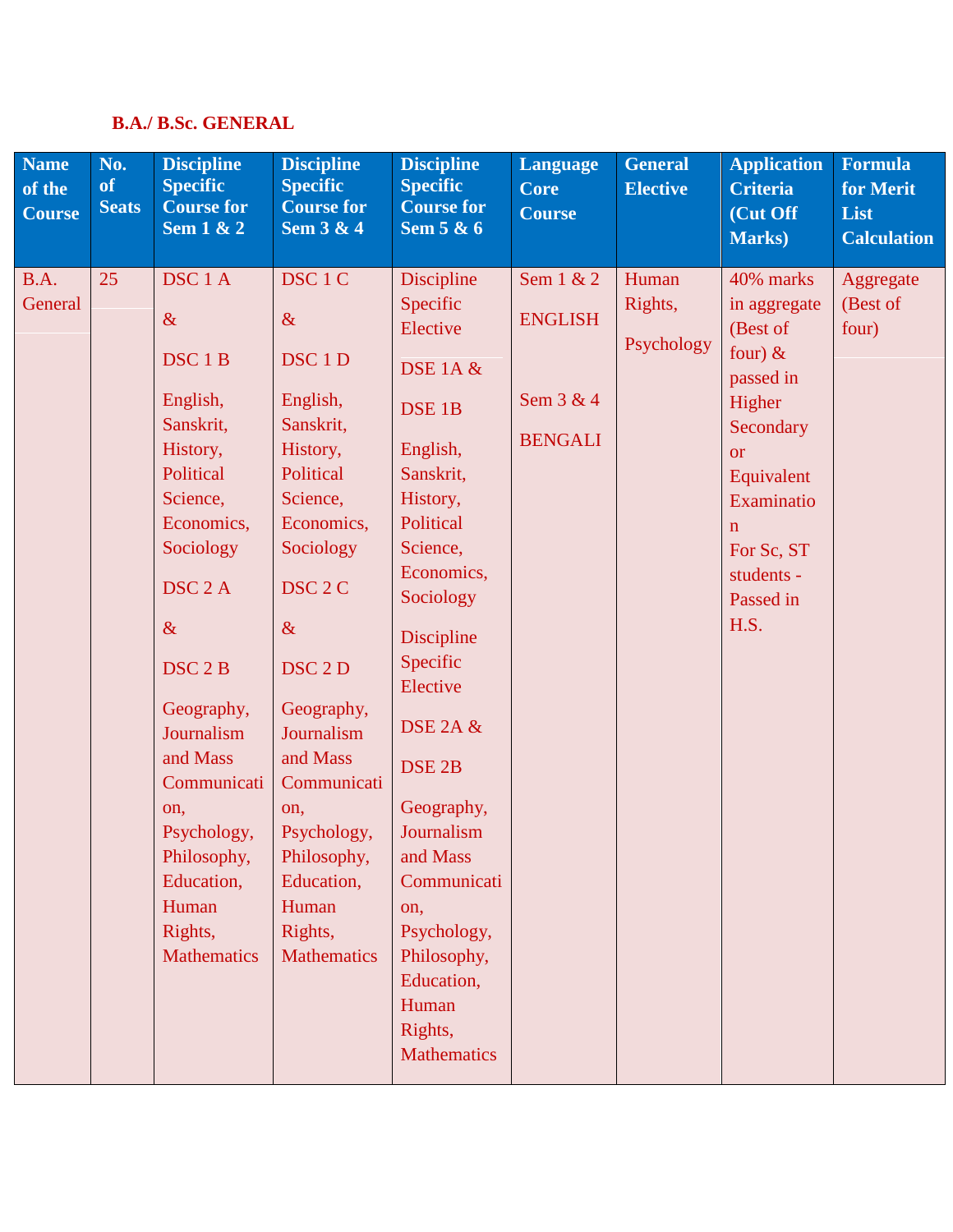**B.A./ B.Sc. GENERAL**

| Name of the Course | No. of Seats | Discipline Specific Course for Sem 1 & 2 | Discipline Specific Course for Sem 3 & 4 | Discipline Specific Course for Sem 5 & 6 | Language Core Course | General Elective | Application Criteria (Cut Off Marks) | Formula for Merit List Calculation |
|---|---|---|---|---|---|---|---|---|
| B.A. General | 25 | DSC 1 A & DSC 1 B English, Sanskrit, History, Political Science, Economics, Sociology DSC 2 A & DSC 2 B Geography, Journalism and Mass Communication, Psychology, Philosophy, Education, Human Rights, Mathematics | DSC 1 C & DSC 1 D English, Sanskrit, History, Political Science, Economics, Sociology DSC 2 C & DSC 2 D Geography, Journalism and Mass Communication, Psychology, Philosophy, Education, Human Rights, Mathematics | Discipline Specific Elective DSE 1A & DSE 1B English, Sanskrit, History, Political Science, Economics, Sociology Discipline Specific Elective DSE 2A & DSE 2B Geography, Journalism and Mass Communication, Psychology, Philosophy, Education, Human Rights, Mathematics | Sem 1 & 2 ENGLISH Sem 3 & 4 BENGALI | Human Rights, Psychology | 40% marks in aggregate (Best of four) & passed in Higher Secondary or Equivalent Examination For Sc, ST students - Passed in H.S. | Aggregate (Best of four) |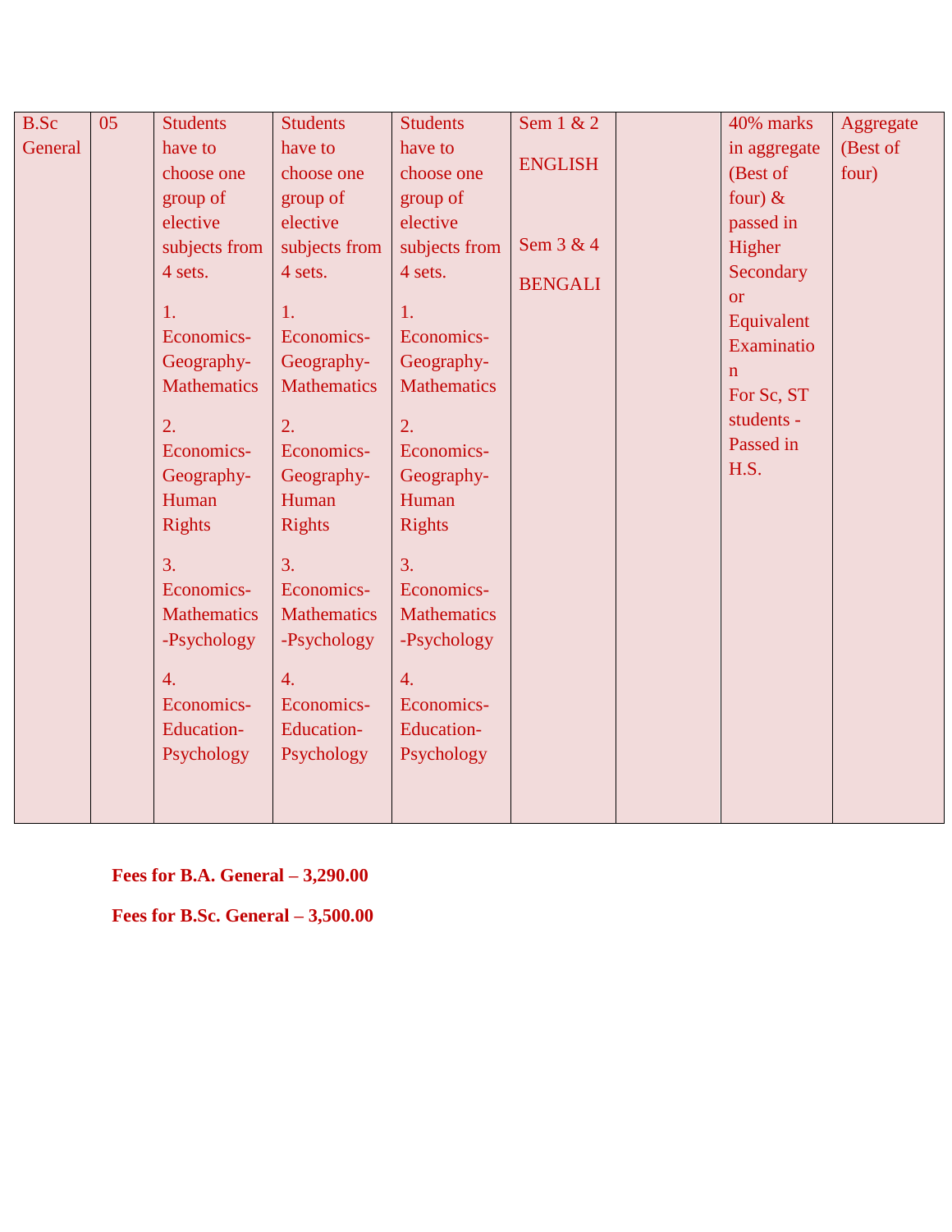| | | | | | | | | |
|---|---|---|---|---|---|---|---|---|
| B.Sc General | 05 | Students have to choose one group of elective subjects from 4 sets.<br>1. Economics-Geography-Mathematics<br>2. Economics-Geography-Human Rights<br>3. Economics-Mathematics-Psychology<br>4. Economics-Education-Psychology | Students have to choose one group of elective subjects from 4 sets.<br>1. Economics-Geography-Mathematics<br>2. Economics-Geography-Human Rights<br>3. Economics-Mathematics-Psychology<br>4. Economics-Education-Psychology | Students have to choose one group of elective subjects from 4 sets.<br>1. Economics-Geography-Mathematics<br>2. Economics-Geography-Human Rights<br>3. Economics-Mathematics-Psychology<br>4. Economics-Education-Psychology | Sem 1 & 2<br>ENGLISH<br>Sem 3 & 4<br>BENGALI | | 40% marks in aggregate (Best of four) & passed in Higher Secondary or Equivalent Examination<br>For Sc, ST students - Passed in H.S. | Aggregate (Best of four) |

**Fees for B.A. General – 3,290.00**

**Fees for B.Sc. General – 3,500.00**